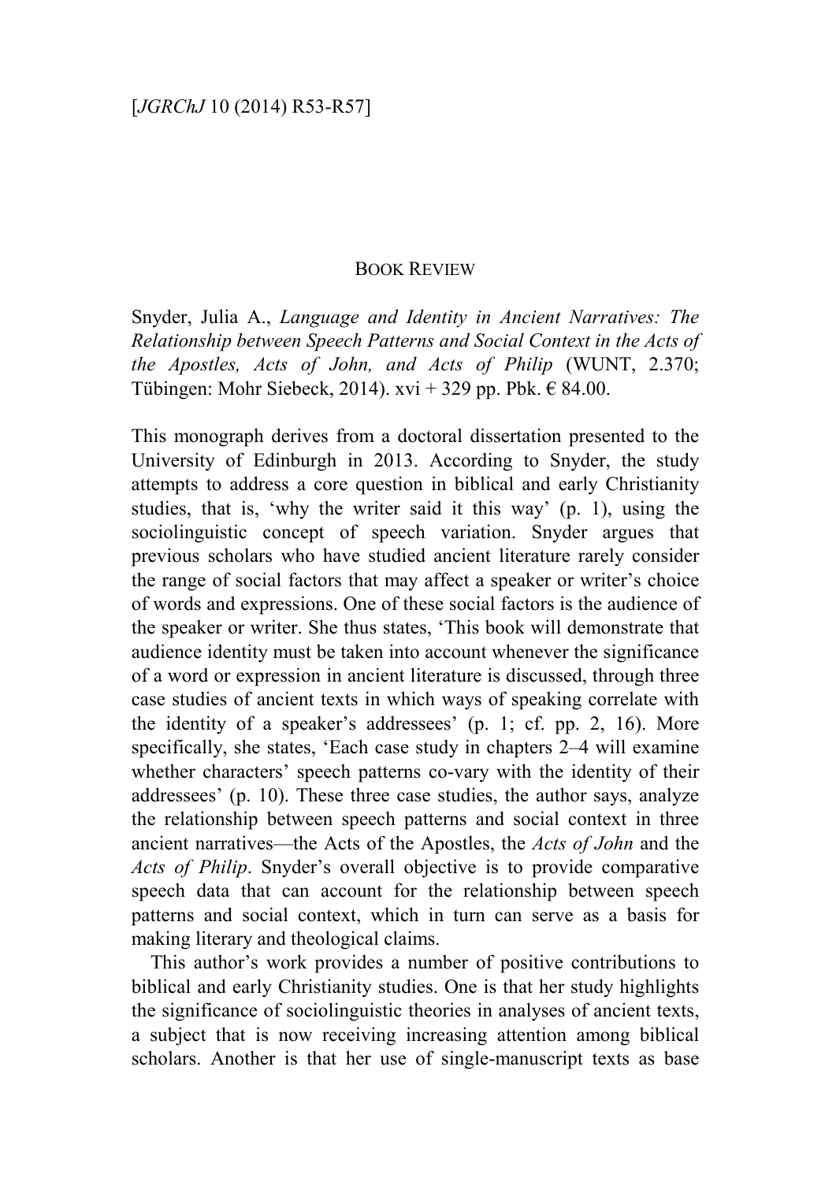BOOK REVIEW

Snyder, Julia A., *Language and Identity in Ancient Narratives: The Relationship between Speech Patterns and Social Context in the Acts of the Apostles, Acts of John, and Acts of Philip* (WUNT, 2.370; Tübingen: Mohr Siebeck, 2014). xvi + 329 pp. Pbk. € 84.00.

This monograph derives from a doctoral dissertation presented to the University of Edinburgh in 2013. According to Snyder, the study attempts to address a core question in biblical and early Christianity studies, that is, 'why the writer said it this way' (p. 1), using the sociolinguistic concept of speech variation. Snyder argues that previous scholars who have studied ancient literature rarely consider the range of social factors that may affect a speaker or writer's choice of words and expressions. One of these social factors is the audience of the speaker or writer. She thus states, 'This book will demonstrate that audience identity must be taken into account whenever the significance of a word or expression in ancient literature is discussed, through three case studies of ancient texts in which ways of speaking correlate with the identity of a speaker's addressees' (p. 1; cf. pp. 2, 16). More specifically, she states, 'Each case study in chapters 2–4 will examine whether characters' speech patterns co-vary with the identity of their addressees' (p. 10). These three case studies, the author says, analyze the relationship between speech patterns and social context in three ancient narratives—the Acts of the Apostles, the *Acts of John* and the *Acts of Philip*. Snyder's overall objective is to provide comparative speech data that can account for the relationship between speech patterns and social context, which in turn can serve as a basis for making literary and theological claims.

This author's work provides a number of positive contributions to biblical and early Christianity studies. One is that her study highlights the significance of sociolinguistic theories in analyses of ancient texts, a subject that is now receiving increasing attention among biblical scholars. Another is that her use of single-manuscript texts as base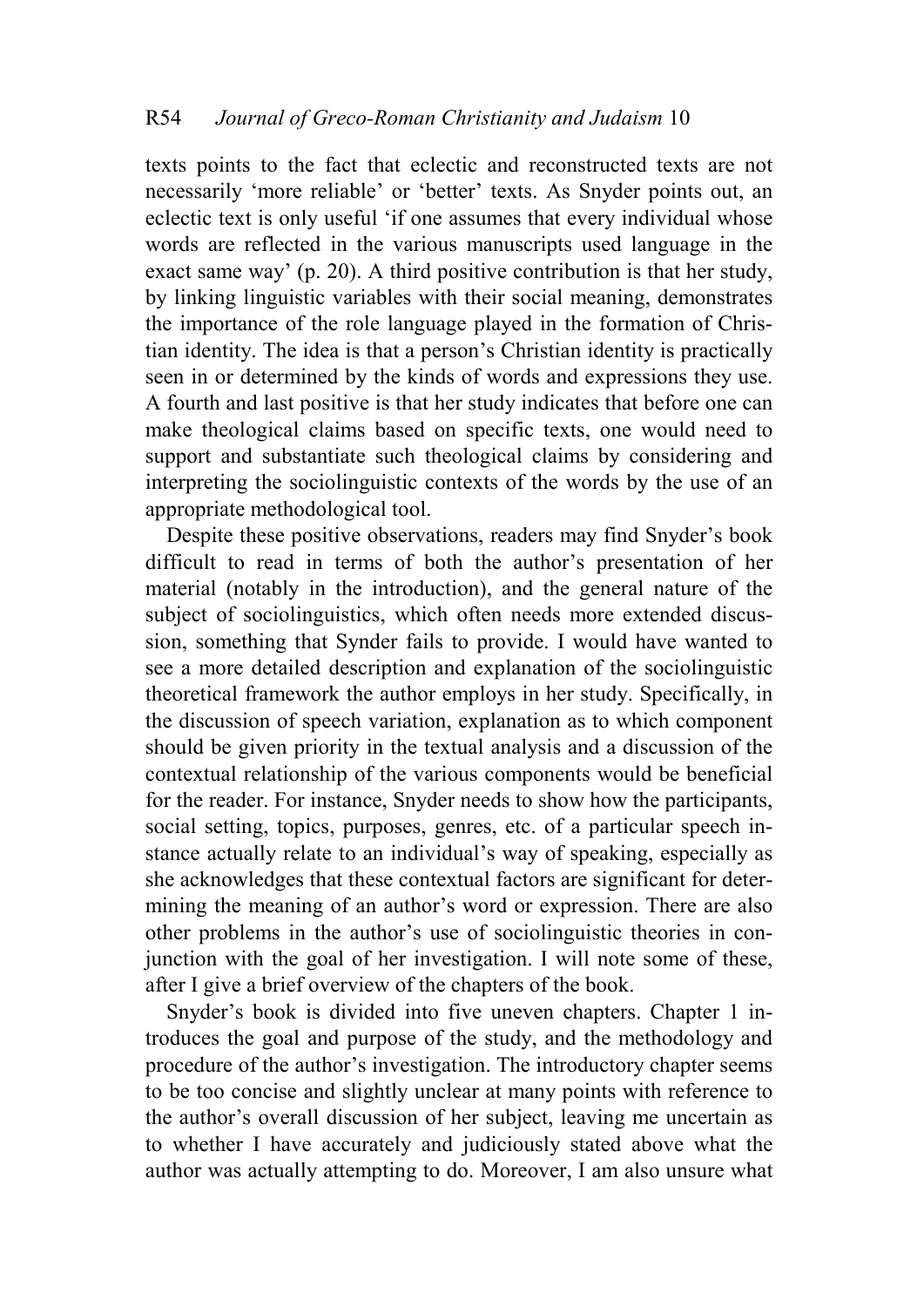texts points to the fact that eclectic and reconstructed texts are not necessarily 'more reliable' or 'better' texts. As Snyder points out, an eclectic text is only useful 'if one assumes that every individual whose words are reflected in the various manuscripts used language in the exact same way' (p. 20). A third positive contribution is that her study, by linking linguistic variables with their social meaning, demonstrates the importance of the role language played in the formation of Christian identity. The idea is that a person's Christian identity is practically seen in or determined by the kinds of words and expressions they use. A fourth and last positive is that her study indicates that before one can make theological claims based on specific texts, one would need to support and substantiate such theological claims by considering and interpreting the sociolinguistic contexts of the words by the use of an appropriate methodological tool.

Despite these positive observations, readers may find Snyder's book difficult to read in terms of both the author's presentation of her material (notably in the introduction), and the general nature of the subject of sociolinguistics, which often needs more extended discussion, something that Synder fails to provide. I would have wanted to see a more detailed description and explanation of the sociolinguistic theoretical framework the author employs in her study. Specifically, in the discussion of speech variation, explanation as to which component should be given priority in the textual analysis and a discussion of the contextual relationship of the various components would be beneficial for the reader. For instance, Snyder needs to show how the participants, social setting, topics, purposes, genres, etc. of a particular speech instance actually relate to an individual's way of speaking, especially as she acknowledges that these contextual factors are significant for determining the meaning of an author's word or expression. There are also other problems in the author's use of sociolinguistic theories in conjunction with the goal of her investigation. I will note some of these, after I give a brief overview of the chapters of the book.

Snyder's book is divided into five uneven chapters. Chapter 1 introduces the goal and purpose of the study, and the methodology and procedure of the author's investigation. The introductory chapter seems to be too concise and slightly unclear at many points with reference to the author's overall discussion of her subject, leaving me uncertain as to whether I have accurately and judiciously stated above what the author was actually attempting to do. Moreover, I am also unsure what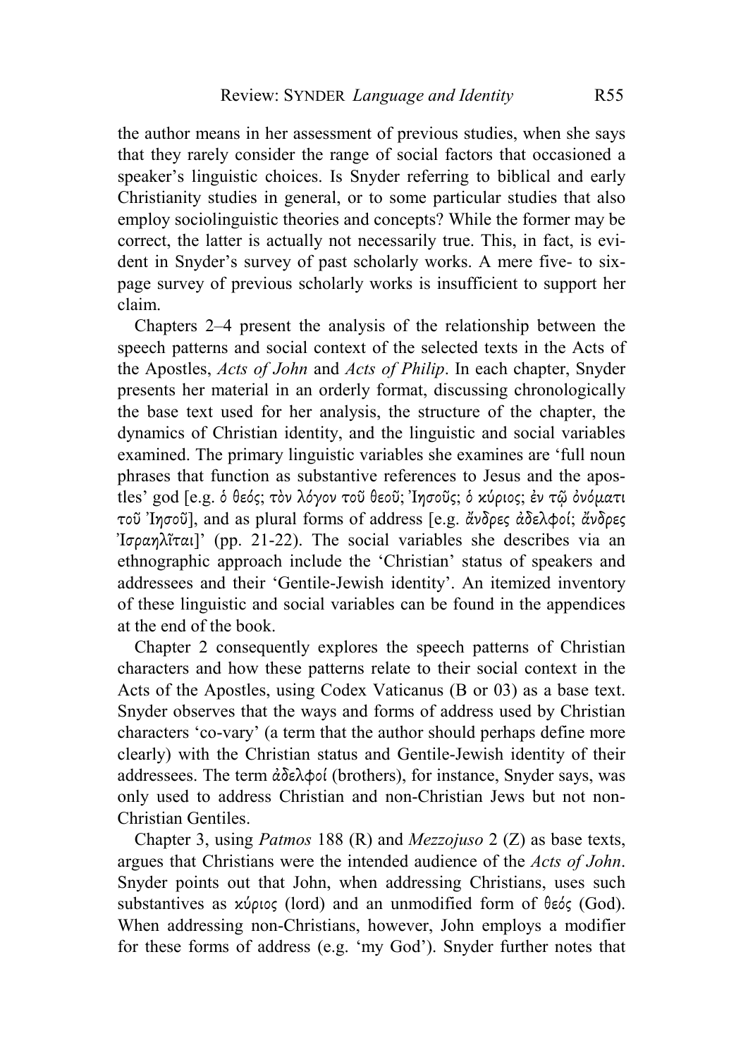the author means in her assessment of previous studies, when she says that they rarely consider the range of social factors that occasioned a speaker's linguistic choices. Is Snyder referring to biblical and early Christianity studies in general, or to some particular studies that also employ sociolinguistic theories and concepts? While the former may be correct, the latter is actually not necessarily true. This, in fact, is evident in Snyder's survey of past scholarly works. A mere five- to six-page survey of previous scholarly works is insufficient to support her claim.

Chapters 2–4 present the analysis of the relationship between the speech patterns and social context of the selected texts in the Acts of the Apostles, *Acts of John* and *Acts of Philip*. In each chapter, Snyder presents her material in an orderly format, discussing chronologically the base text used for her analysis, the structure of the chapter, the dynamics of Christian identity, and the linguistic and social variables examined. The primary linguistic variables she examines are 'full noun phrases that function as substantive references to Jesus and the apostles' god [e.g. *ὁ θεός; τὸν λόγον τοῦ θεοῦ; Ἰησοῦς; ὁ κύριος; ἐν τῷ ὀνόματι τοῦ Ἰησοῦ*], and as plural forms of address [e.g. *ἄνδρες ἀδελφοί; ἄνδρες Ἰσραηλῖται*]' (pp. 21-22). The social variables she describes via an ethnographic approach include the 'Christian' status of speakers and addressees and their 'Gentile-Jewish identity'. An itemized inventory of these linguistic and social variables can be found in the appendices at the end of the book.

Chapter 2 consequently explores the speech patterns of Christian characters and how these patterns relate to their social context in the Acts of the Apostles, using Codex Vaticanus (B or 03) as a base text. Snyder observes that the ways and forms of address used by Christian characters 'co-vary' (a term that the author should perhaps define more clearly) with the Christian status and Gentile-Jewish identity of their addressees. The term *ἀδελφοί* (brothers), for instance, Snyder says, was only used to address Christian and non-Christian Jews but not non-Christian Gentiles.

Chapter 3, using *Patmos* 188 (R) and *Mezzojuso* 2 (Z) as base texts, argues that Christians were the intended audience of the *Acts of John*. Snyder points out that John, when addressing Christians, uses such substantives as *κύριος* (lord) and an unmodified form of *θεός* (God). When addressing non-Christians, however, John employs a modifier for these forms of address (e.g. 'my God'). Snyder further notes that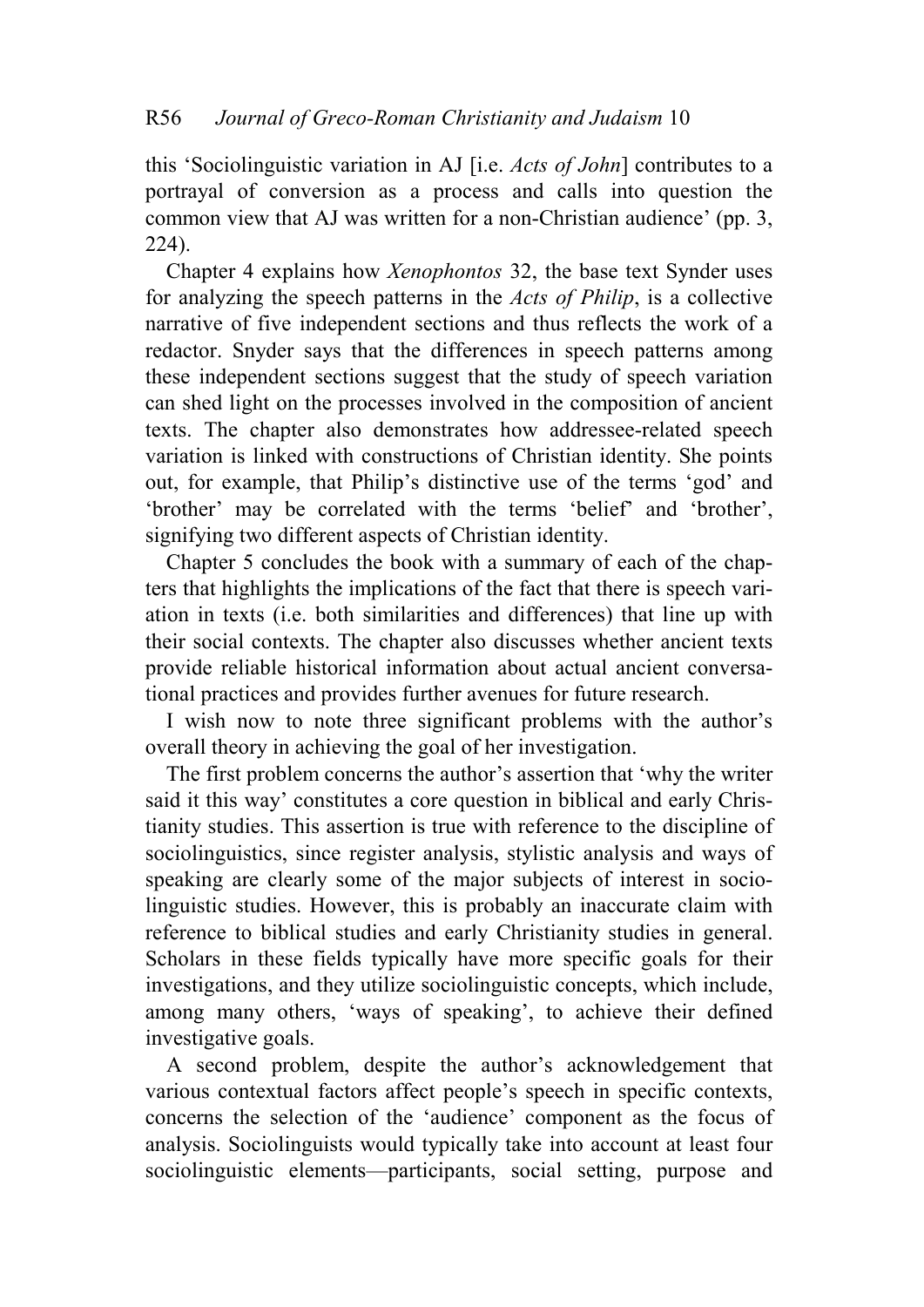this 'Sociolinguistic variation in AJ [i.e. *Acts of John*] contributes to a portrayal of conversion as a process and calls into question the common view that AJ was written for a non-Christian audience' (pp. 3, 224).

Chapter 4 explains how *Xenophontos* 32, the base text Synder uses for analyzing the speech patterns in the *Acts of Philip*, is a collective narrative of five independent sections and thus reflects the work of a redactor. Snyder says that the differences in speech patterns among these independent sections suggest that the study of speech variation can shed light on the processes involved in the composition of ancient texts. The chapter also demonstrates how addressee-related speech variation is linked with constructions of Christian identity. She points out, for example, that Philip's distinctive use of the terms 'god' and 'brother' may be correlated with the terms 'belief' and 'brother', signifying two different aspects of Christian identity.

Chapter 5 concludes the book with a summary of each of the chapters that highlights the implications of the fact that there is speech variation in texts (i.e. both similarities and differences) that line up with their social contexts. The chapter also discusses whether ancient texts provide reliable historical information about actual ancient conversational practices and provides further avenues for future research.

I wish now to note three significant problems with the author's overall theory in achieving the goal of her investigation.

The first problem concerns the author's assertion that 'why the writer said it this way' constitutes a core question in biblical and early Christianity studies. This assertion is true with reference to the discipline of sociolinguistics, since register analysis, stylistic analysis and ways of speaking are clearly some of the major subjects of interest in sociolinguistic studies. However, this is probably an inaccurate claim with reference to biblical studies and early Christianity studies in general. Scholars in these fields typically have more specific goals for their investigations, and they utilize sociolinguistic concepts, which include, among many others, 'ways of speaking', to achieve their defined investigative goals.

A second problem, despite the author's acknowledgement that various contextual factors affect people's speech in specific contexts, concerns the selection of the 'audience' component as the focus of analysis. Sociolinguists would typically take into account at least four sociolinguistic elements—participants, social setting, purpose and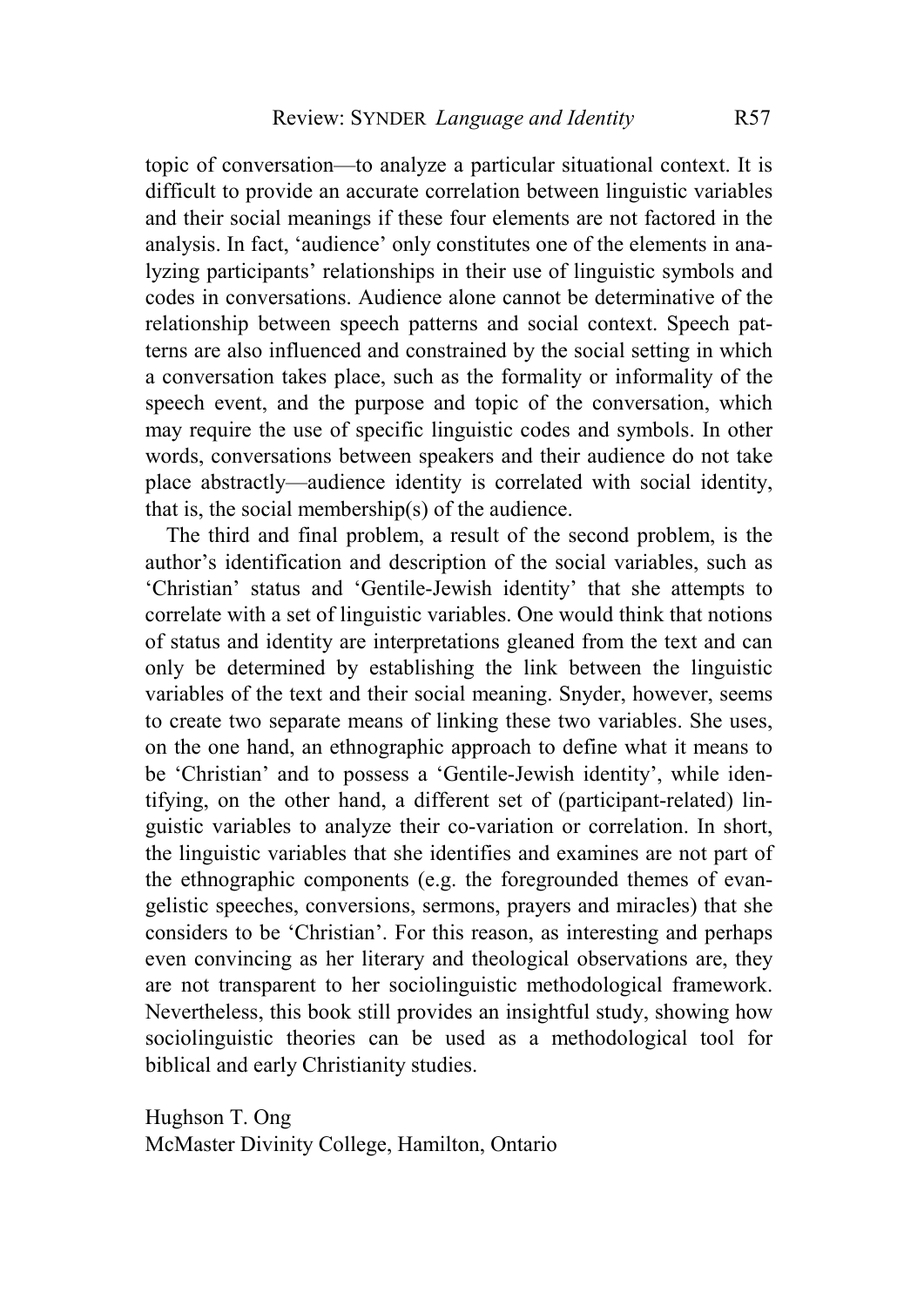topic of conversation—to analyze a particular situational context. It is difficult to provide an accurate correlation between linguistic variables and their social meanings if these four elements are not factored in the analysis. In fact, 'audience' only constitutes one of the elements in analyzing participants' relationships in their use of linguistic symbols and codes in conversations. Audience alone cannot be determinative of the relationship between speech patterns and social context. Speech patterns are also influenced and constrained by the social setting in which a conversation takes place, such as the formality or informality of the speech event, and the purpose and topic of the conversation, which may require the use of specific linguistic codes and symbols. In other words, conversations between speakers and their audience do not take place abstractly—audience identity is correlated with social identity, that is, the social membership(s) of the audience.

The third and final problem, a result of the second problem, is the author's identification and description of the social variables, such as 'Christian' status and 'Gentile-Jewish identity' that she attempts to correlate with a set of linguistic variables. One would think that notions of status and identity are interpretations gleaned from the text and can only be determined by establishing the link between the linguistic variables of the text and their social meaning. Snyder, however, seems to create two separate means of linking these two variables. She uses, on the one hand, an ethnographic approach to define what it means to be 'Christian' and to possess a 'Gentile-Jewish identity', while identifying, on the other hand, a different set of (participant-related) linguistic variables to analyze their co-variation or correlation. In short, the linguistic variables that she identifies and examines are not part of the ethnographic components (e.g. the foregrounded themes of evangelistic speeches, conversions, sermons, prayers and miracles) that she considers to be 'Christian'. For this reason, as interesting and perhaps even convincing as her literary and theological observations are, they are not transparent to her sociolinguistic methodological framework. Nevertheless, this book still provides an insightful study, showing how sociolinguistic theories can be used as a methodological tool for biblical and early Christianity studies.

Hughson T. Ong
McMaster Divinity College, Hamilton, Ontario